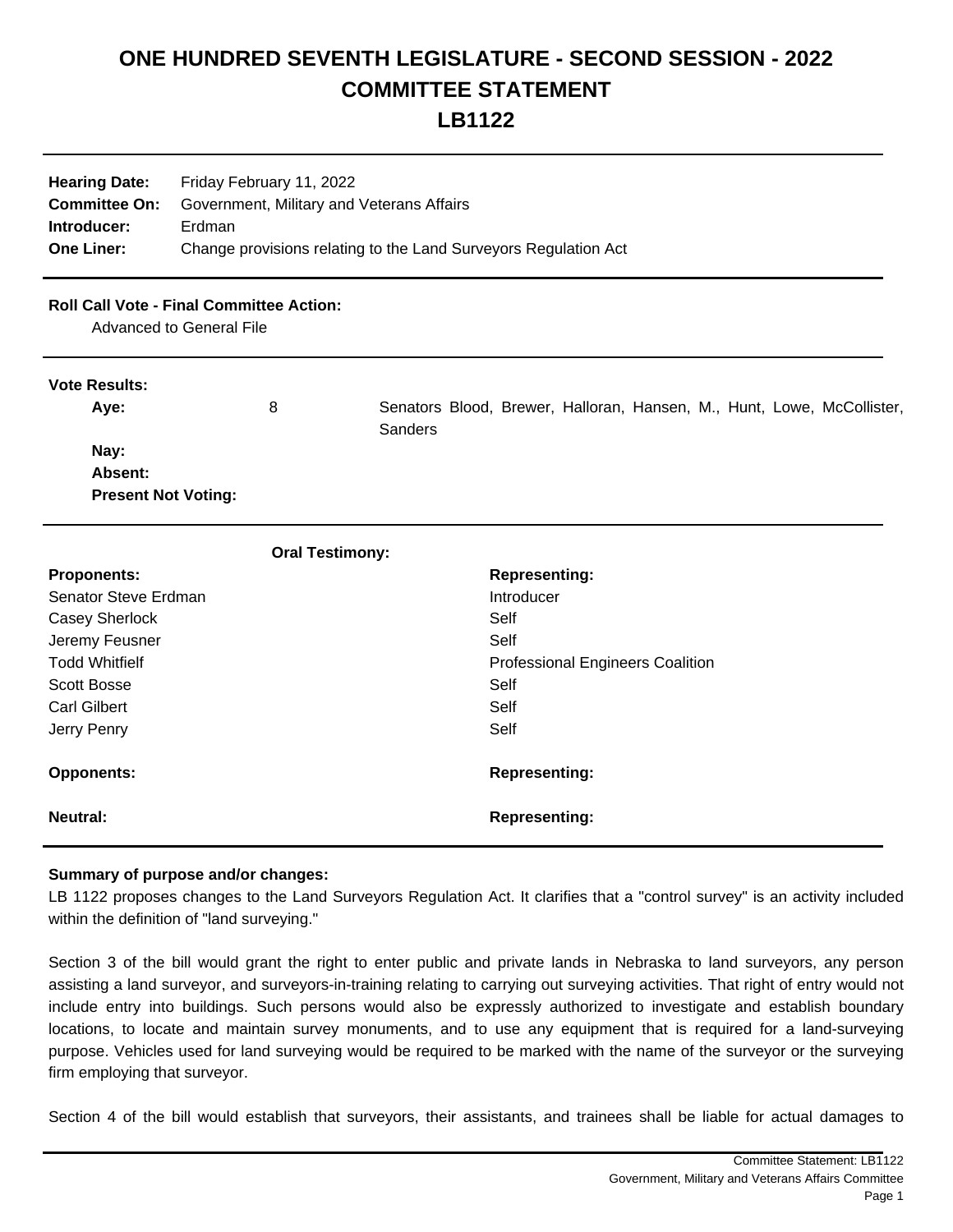# ONE HUNDRED SEVENTH LEGISLATURE - SECOND SESSION - 2022
# COMMITTEE STATEMENT
# LB1122

**Hearing Date:** Friday February 11, 2022
**Committee On:** Government, Military and Veterans Affairs
**Introducer:** Erdman
**One Liner:** Change provisions relating to the Land Surveyors Regulation Act

**Roll Call Vote - Final Committee Action:**
Advanced to General File

**Vote Results:**

| | | |
|---|---|---|
| **Aye:** | 8 | Senators Blood, Brewer, Halloran, Hansen, M., Hunt, Lowe, McCollister, Sanders |
| **Nay:** | | |
| **Absent:** | | |
| **Present Not Voting:** | | |

**Oral Testimony:**

| Proponents: | Representing: |
|---|---|
| Senator Steve Erdman | Introducer |
| Casey Sherlock | Self |
| Jeremy Feusner | Self |
| Todd Whitfielf | Professional Engineers Coalition |
| Scott Bosse | Self |
| Carl Gilbert | Self |
| Jerry Penry | Self |

| Opponents: | Representing: |
|---|---|

| Neutral: | Representing: |
|---|---|

**Summary of purpose and/or changes:**

LB 1122 proposes changes to the Land Surveyors Regulation Act. It clarifies that a "control survey" is an activity included within the definition of "land surveying."

Section 3 of the bill would grant the right to enter public and private lands in Nebraska to land surveyors, any person assisting a land surveyor, and surveyors-in-training relating to carrying out surveying activities. That right of entry would not include entry into buildings. Such persons would also be expressly authorized to investigate and establish boundary locations, to locate and maintain survey monuments, and to use any equipment that is required for a land-surveying purpose. Vehicles used for land surveying would be required to be marked with the name of the surveyor or the surveying firm employing that surveyor.

Section 4 of the bill would establish that surveyors, their assistants, and trainees shall be liable for actual damages to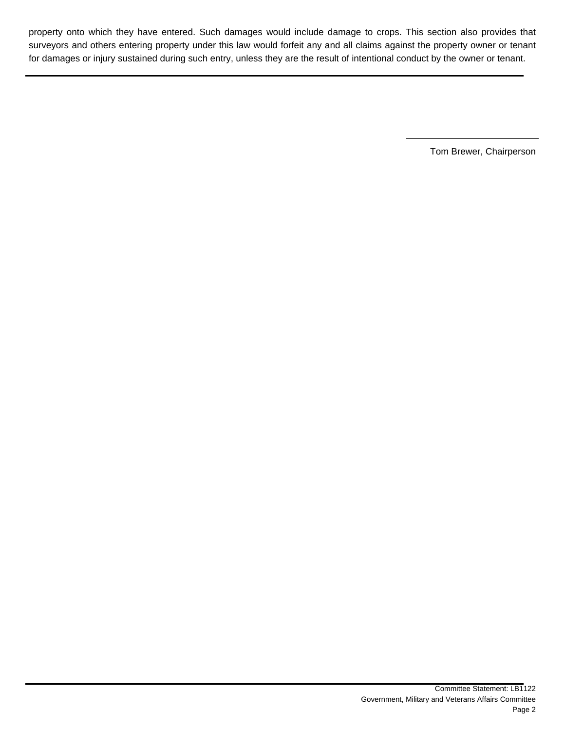property onto which they have entered. Such damages would include damage to crops. This section also provides that surveyors and others entering property under this law would forfeit any and all claims against the property owner or tenant for damages or injury sustained during such entry, unless they are the result of intentional conduct by the owner or tenant.

---

Tom Brewer, Chairperson